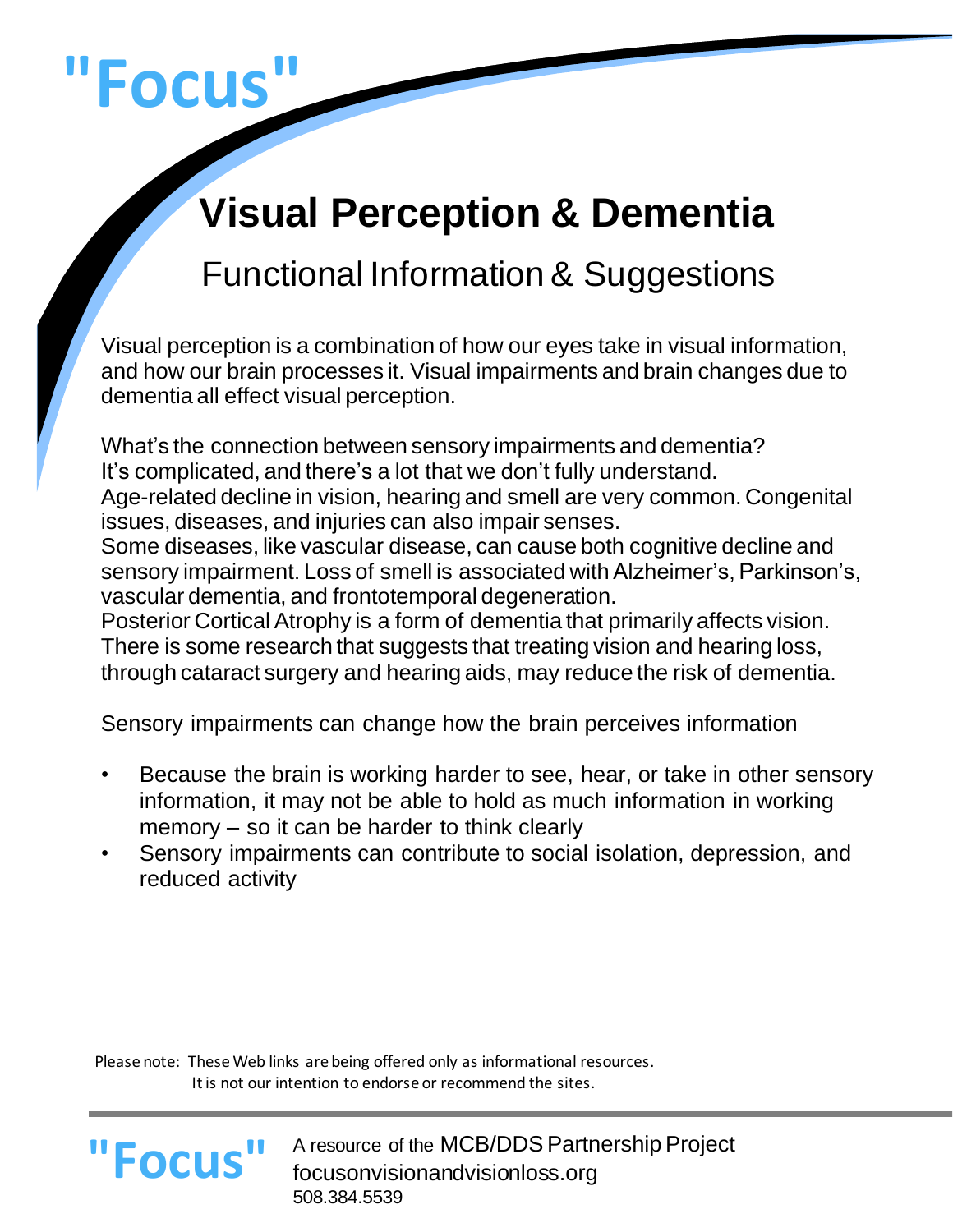"Focus"

# Visual Perception & Dementia

## Functional Information & Suggestions

Visual perception is a combination of how our eyes take in visual information, and how our brain processes it. Visual impairments and brain changes due to dementia all effect visual perception.

What's the connection between sensory impairments and dementia?
It's complicated, and there's a lot that we don't fully understand.
Age-related decline in vision, hearing and smell are very common. Congenital issues, diseases, and injuries can also impair senses.
Some diseases, like vascular disease, can cause both cognitive decline and sensory impairment. Loss of smell is associated with Alzheimer's, Parkinson's, vascular dementia, and frontotemporal degeneration.
Posterior Cortical Atrophy is a form of dementia that primarily affects vision.
There is some research that suggests that treating vision and hearing loss, through cataract surgery and hearing aids, may reduce the risk of dementia.

Sensory impairments can change how the brain perceives information

- Because the brain is working harder to see, hear, or take in other sensory information, it may not be able to hold as much information in working memory – so it can be harder to think clearly
- Sensory impairments can contribute to social isolation, depression, and reduced activity

Please note: These Web links are being offered only as informational resources.
It is not our intention to endorse or recommend the sites.

"Focus" A resource of the MCB/DDS Partnership Project
focusonvisionandvisionloss.org
508.384.5539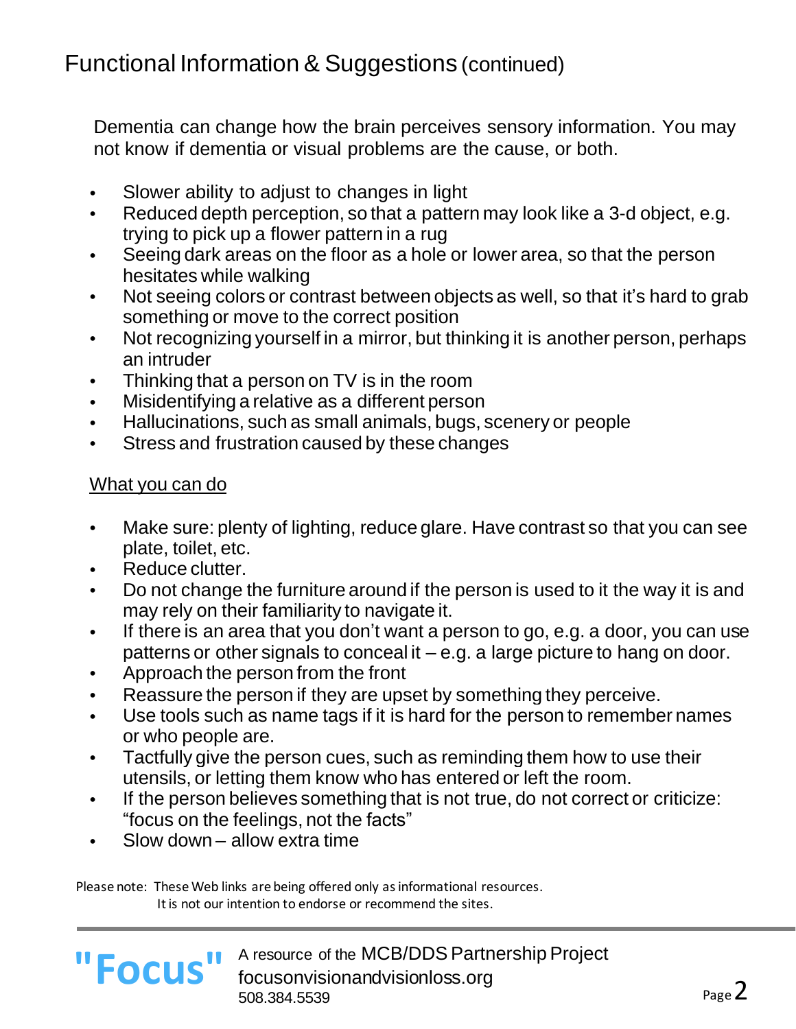## Functional Information & Suggestions (continued)

Dementia can change how the brain perceives sensory information. You may not know if dementia or visual problems are the cause, or both.

- Slower ability to adjust to changes in light
- Reduced depth perception, so that a pattern may look like a 3-d object, e.g. trying to pick up a flower pattern in a rug
- Seeing dark areas on the floor as a hole or lower area, so that the person hesitates while walking
- Not seeing colors or contrast between objects as well, so that it's hard to grab something or move to the correct position
- Not recognizing yourself in a mirror, but thinking it is another person, perhaps an intruder
- Thinking that a person on TV is in the room
- Misidentifying a relative as a different person
- Hallucinations, such as small animals, bugs, scenery or people
- Stress and frustration caused by these changes

What you can do

- Make sure: plenty of lighting, reduce glare. Have contrast so that you can see plate, toilet, etc.
- Reduce clutter.
- Do not change the furniture around if the person is used to it the way it is and may rely on their familiarity to navigate it.
- If there is an area that you don't want a person to go, e.g. a door, you can use patterns or other signals to conceal it – e.g. a large picture to hang on door.
- Approach the person from the front
- Reassure the person if they are upset by something they perceive.
- Use tools such as name tags if it is hard for the person to remember names or who people are.
- Tactfully give the person cues, such as reminding them how to use their utensils, or letting them know who has entered or left the room.
- If the person believes something that is not true, do not correct or criticize: "focus on the feelings, not the facts"
- Slow down – allow extra time

Please note: These Web links are being offered only as informational resources. It is not our intention to endorse or recommend the sites.

"Focus" A resource of the MCB/DDS Partnership Project
focusonvisionandvisionloss.org
508.384.5539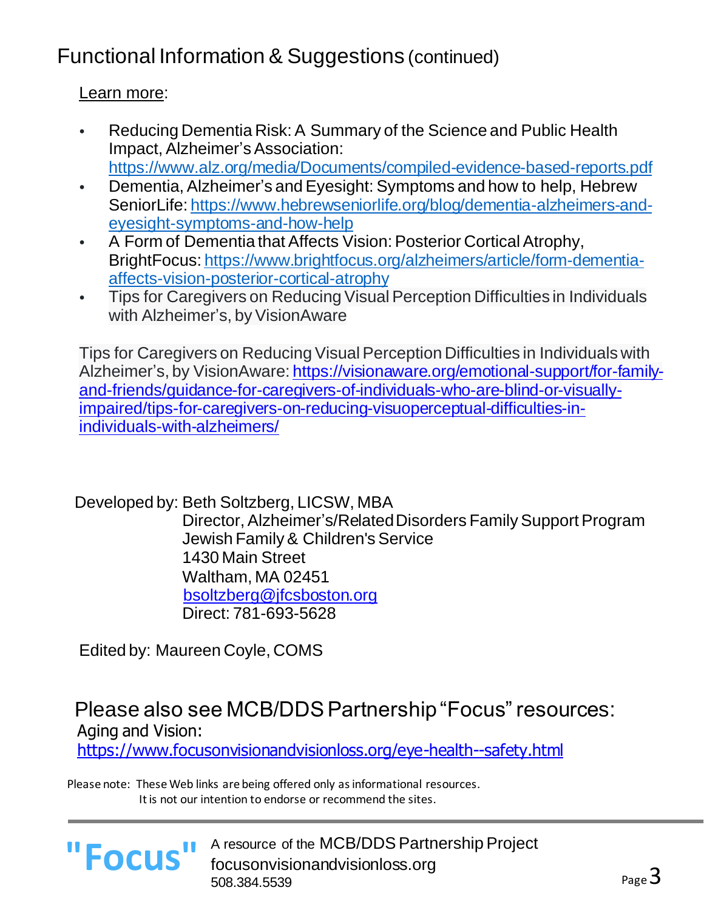## Functional Information & Suggestions (continued)

Learn more:

- Reducing Dementia Risk: A Summary of the Science and Public Health Impact, Alzheimer's Association: https://www.alz.org/media/Documents/compiled-evidence-based-reports.pdf
- Dementia, Alzheimer's and Eyesight: Symptoms and how to help, Hebrew SeniorLife: https://www.hebrewseniorlife.org/blog/dementia-alzheimers-and-eyesight-symptoms-and-how-help
- A Form of Dementia that Affects Vision: Posterior Cortical Atrophy, BrightFocus: https://www.brightfocus.org/alzheimers/article/form-dementia-affects-vision-posterior-cortical-atrophy
- Tips for Caregivers on Reducing Visual Perception Difficulties in Individuals with Alzheimer's, by VisionAware

Tips for Caregivers on Reducing Visual Perception Difficulties in Individuals with Alzheimer's, by VisionAware: https://visionaware.org/emotional-support/for-family-and-friends/guidance-for-caregivers-of-individuals-who-are-blind-or-visually-impaired/tips-for-caregivers-on-reducing-visuoperceptual-difficulties-in-individuals-with-alzheimers/

Developed by: Beth Soltzberg, LICSW, MBA
Director, Alzheimer's/Related Disorders Family Support Program
Jewish Family & Children's Service
1430 Main Street
Waltham, MA 02451
bsoltzberg@jfcsboston.org
Direct: 781-693-5628

Edited by: Maureen Coyle, COMS

## Please also see MCB/DDS Partnership "Focus" resources:

Aging and Vision:
https://www.focusonvisionandvisionloss.org/eye-health--safety.html

Please note: These Web links are being offered only as informational resources.
It is not our intention to endorse or recommend the sites.

"Focus" A resource of the MCB/DDS Partnership Project
focusonvisionandvisionloss.org
508.384.5539